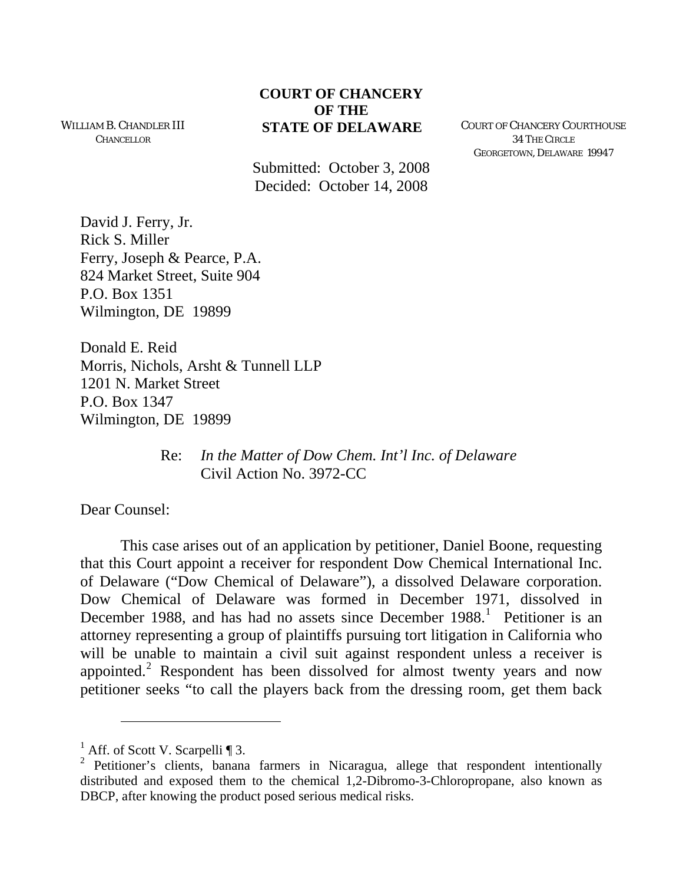**COURT OF CHANCERY**
**OF THE**
**STATE OF DELAWARE**

WILLIAM B. CHANDLER III
CHANCELLOR

COURT OF CHANCERY COURTHOUSE
34 THE CIRCLE
GEORGETOWN, DELAWARE 19947

Submitted: October 3, 2008
Decided: October 14, 2008

David J. Ferry, Jr.
Rick S. Miller
Ferry, Joseph & Pearce, P.A.
824 Market Street, Suite 904
P.O. Box 1351
Wilmington, DE 19899

Donald E. Reid
Morris, Nichols, Arsht & Tunnell LLP
1201 N. Market Street
P.O. Box 1347
Wilmington, DE 19899

Re: *In the Matter of Dow Chem. Int'l Inc. of Delaware*
Civil Action No. 3972-CC

Dear Counsel:

This case arises out of an application by petitioner, Daniel Boone, requesting that this Court appoint a receiver for respondent Dow Chemical International Inc. of Delaware ("Dow Chemical of Delaware"), a dissolved Delaware corporation. Dow Chemical of Delaware was formed in December 1971, dissolved in December 1988, and has had no assets since December 1988.[1] Petitioner is an attorney representing a group of plaintiffs pursuing tort litigation in California who will be unable to maintain a civil suit against respondent unless a receiver is appointed.[2] Respondent has been dissolved for almost twenty years and now petitioner seeks "to call the players back from the dressing room, get them back

---

[1] Aff. of Scott V. Scarpelli ¶ 3.

[2] Petitioner's clients, banana farmers in Nicaragua, allege that respondent intentionally distributed and exposed them to the chemical 1,2-Dibromo-3-Chloropropane, also known as DBCP, after knowing the product posed serious medical risks.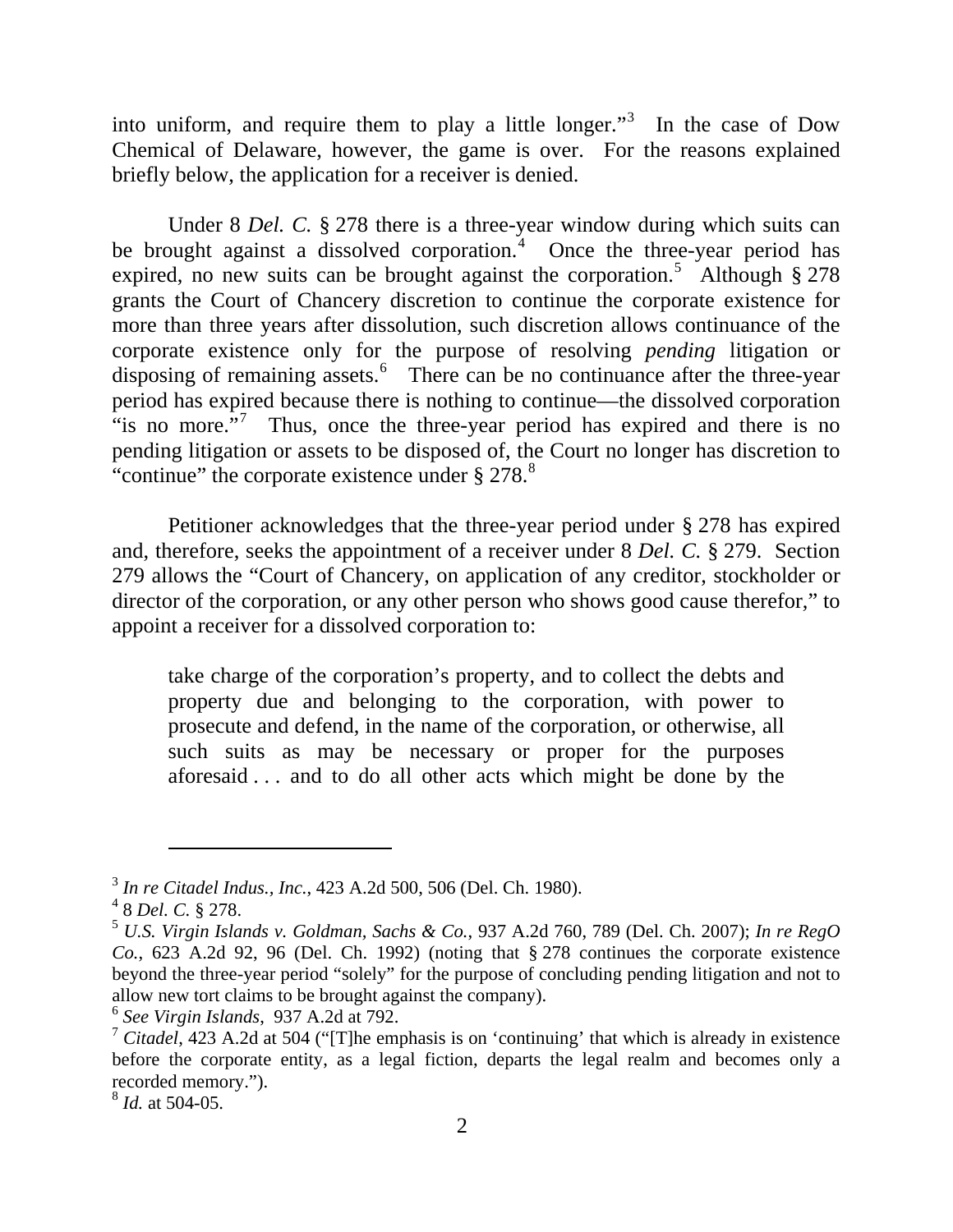into uniform, and require them to play a little longer."[3] In the case of Dow Chemical of Delaware, however, the game is over. For the reasons explained briefly below, the application for a receiver is denied.

Under 8 *Del. C.* § 278 there is a three-year window during which suits can be brought against a dissolved corporation.[4] Once the three-year period has expired, no new suits can be brought against the corporation.[5] Although § 278 grants the Court of Chancery discretion to continue the corporate existence for more than three years after dissolution, such discretion allows continuance of the corporate existence only for the purpose of resolving *pending* litigation or disposing of remaining assets.[6] There can be no continuance after the three-year period has expired because there is nothing to continue—the dissolved corporation "is no more."[7] Thus, once the three-year period has expired and there is no pending litigation or assets to be disposed of, the Court no longer has discretion to "continue" the corporate existence under § 278.[8]

Petitioner acknowledges that the three-year period under § 278 has expired and, therefore, seeks the appointment of a receiver under 8 *Del. C.* § 279. Section 279 allows the "Court of Chancery, on application of any creditor, stockholder or director of the corporation, or any other person who shows good cause therefor," to appoint a receiver for a dissolved corporation to:

> take charge of the corporation's property, and to collect the debts and property due and belonging to the corporation, with power to prosecute and defend, in the name of the corporation, or otherwise, all such suits as may be necessary or proper for the purposes aforesaid . . . and to do all other acts which might be done by the

---

[3] *In re Citadel Indus., Inc.*, 423 A.2d 500, 506 (Del. Ch. 1980).

[4] 8 *Del. C.* § 278.

[5] *U.S. Virgin Islands v. Goldman, Sachs & Co.*, 937 A.2d 760, 789 (Del. Ch. 2007); *In re RegO Co.*, 623 A.2d 92, 96 (Del. Ch. 1992) (noting that § 278 continues the corporate existence beyond the three-year period "solely" for the purpose of concluding pending litigation and not to allow new tort claims to be brought against the company).

[6] *See Virgin Islands*, 937 A.2d at 792.

[7] *Citadel*, 423 A.2d at 504 ("[T]he emphasis is on 'continuing' that which is already in existence before the corporate entity, as a legal fiction, departs the legal realm and becomes only a recorded memory.").

[8] *Id.* at 504-05.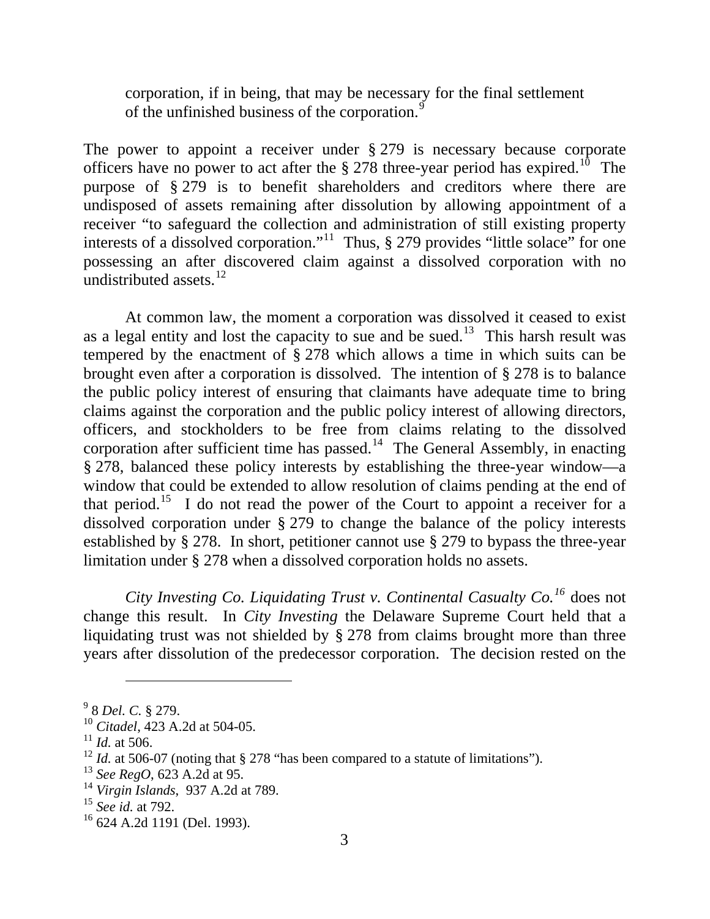> corporation, if in being, that may be necessary for the final settlement of the unfinished business of the corporation.[9]

The power to appoint a receiver under § 279 is necessary because corporate officers have no power to act after the § 278 three-year period has expired.[10] The purpose of § 279 is to benefit shareholders and creditors where there are undisposed of assets remaining after dissolution by allowing appointment of a receiver "to safeguard the collection and administration of still existing property interests of a dissolved corporation."[11] Thus, § 279 provides "little solace" for one possessing an after discovered claim against a dissolved corporation with no undistributed assets.[12]

At common law, the moment a corporation was dissolved it ceased to exist as a legal entity and lost the capacity to sue and be sued.[13] This harsh result was tempered by the enactment of § 278 which allows a time in which suits can be brought even after a corporation is dissolved. The intention of § 278 is to balance the public policy interest of ensuring that claimants have adequate time to bring claims against the corporation and the public policy interest of allowing directors, officers, and stockholders to be free from claims relating to the dissolved corporation after sufficient time has passed.[14] The General Assembly, in enacting § 278, balanced these policy interests by establishing the three-year window—a window that could be extended to allow resolution of claims pending at the end of that period.[15] I do not read the power of the Court to appoint a receiver for a dissolved corporation under § 279 to change the balance of the policy interests established by § 278. In short, petitioner cannot use § 279 to bypass the three-year limitation under § 278 when a dissolved corporation holds no assets.

*City Investing Co. Liquidating Trust v. Continental Casualty Co.*[16] does not change this result. In *City Investing* the Delaware Supreme Court held that a liquidating trust was not shielded by § 278 from claims brought more than three years after dissolution of the predecessor corporation. The decision rested on the

---

[9] 8 *Del. C.* § 279.

[10] *Citadel*, 423 A.2d at 504-05.

[11] *Id.* at 506.

[12] *Id.* at 506-07 (noting that § 278 "has been compared to a statute of limitations").

[13] *See RegO*, 623 A.2d at 95.

[14] *Virgin Islands*, 937 A.2d at 789.

[15] *See id.* at 792.

[16] 624 A.2d 1191 (Del. 1993).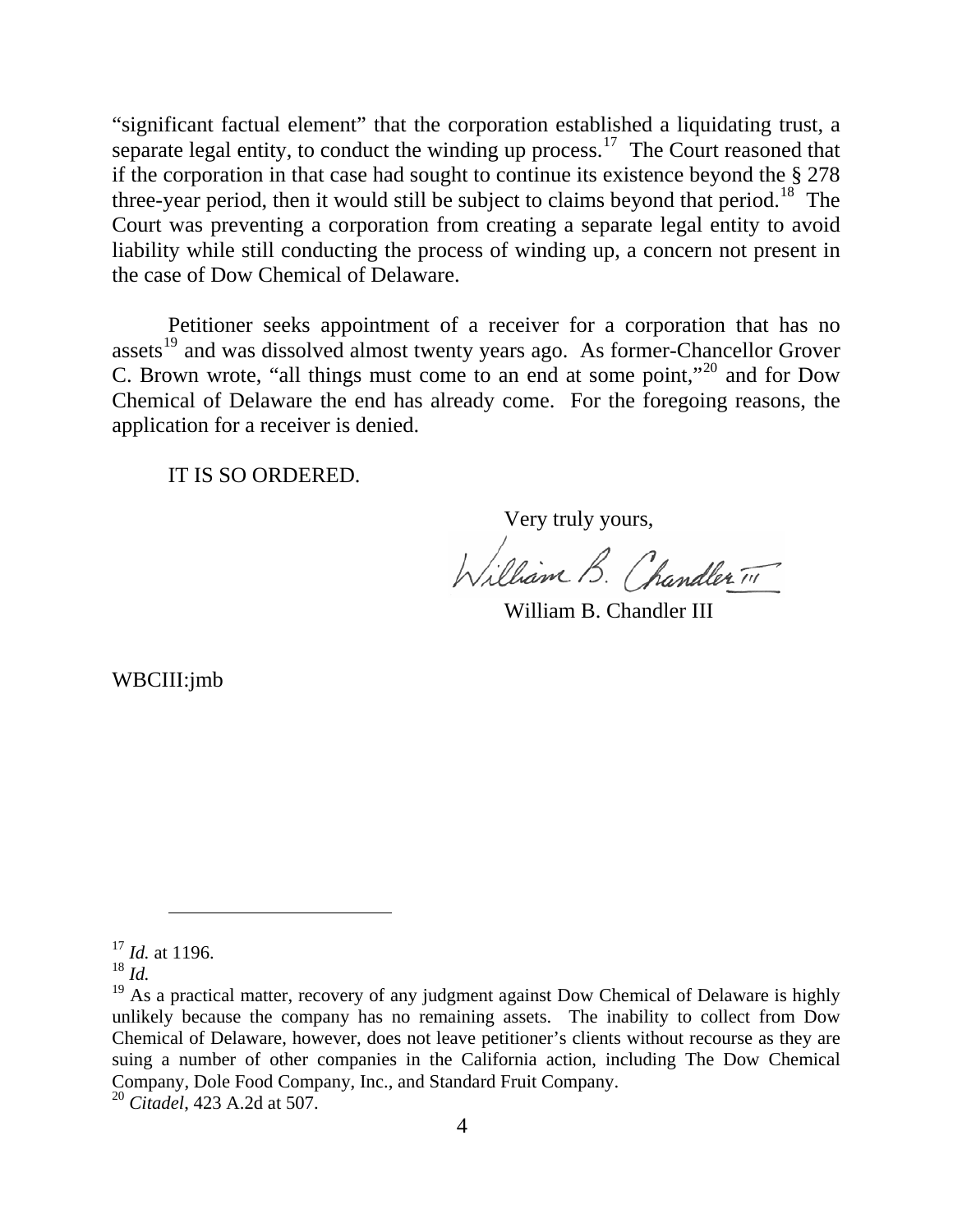"significant factual element" that the corporation established a liquidating trust, a separate legal entity, to conduct the winding up process.[17] The Court reasoned that if the corporation in that case had sought to continue its existence beyond the § 278 three-year period, then it would still be subject to claims beyond that period.[18] The Court was preventing a corporation from creating a separate legal entity to avoid liability while still conducting the process of winding up, a concern not present in the case of Dow Chemical of Delaware.

Petitioner seeks appointment of a receiver for a corporation that has no assets[19] and was dissolved almost twenty years ago. As former-Chancellor Grover C. Brown wrote, "all things must come to an end at some point,"[20] and for Dow Chemical of Delaware the end has already come. For the foregoing reasons, the application for a receiver is denied.

IT IS SO ORDERED.

Very truly yours,

William B. Chandler III

William B. Chandler III

WBCIII:jmb

---

[17] *Id.* at 1196.

[18] *Id.*

[19] As a practical matter, recovery of any judgment against Dow Chemical of Delaware is highly unlikely because the company has no remaining assets. The inability to collect from Dow Chemical of Delaware, however, does not leave petitioner's clients without recourse as they are suing a number of other companies in the California action, including The Dow Chemical Company, Dole Food Company, Inc., and Standard Fruit Company.

[20] *Citadel*, 423 A.2d at 507.